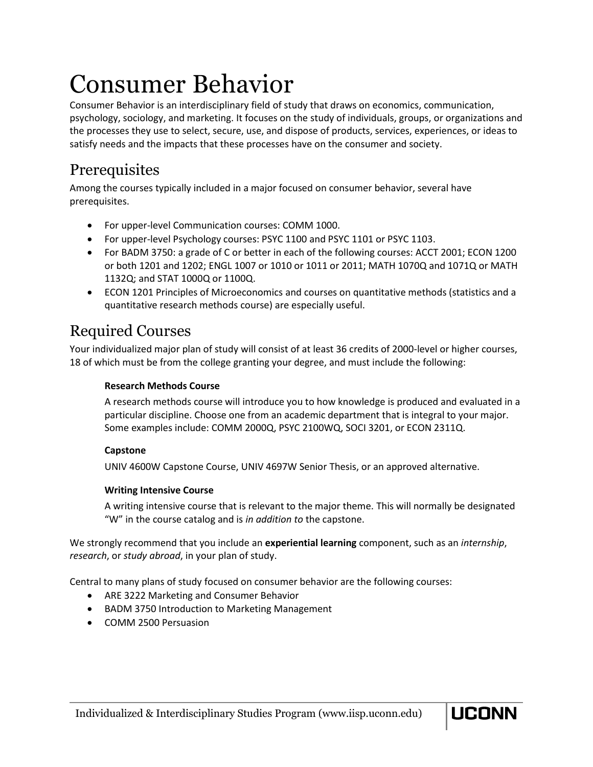# Consumer Behavior

Consumer Behavior is an interdisciplinary field of study that draws on economics, communication, psychology, sociology, and marketing. It focuses on the study of individuals, groups, or organizations and the processes they use to select, secure, use, and dispose of products, services, experiences, or ideas to satisfy needs and the impacts that these processes have on the consumer and society.

## Prerequisites

Among the courses typically included in a major focused on consumer behavior, several have prerequisites.

- For upper-level Communication courses: COMM 1000.
- For upper-level Psychology courses: PSYC 1100 and PSYC 1101 or PSYC 1103.
- For BADM 3750: a grade of C or better in each of the following courses: ACCT 2001; ECON 1200 or both 1201 and 1202; ENGL 1007 or 1010 or 1011 or 2011; MATH 1070Q and 1071Q or MATH 1132Q; and STAT 1000Q or 1100Q.
- ECON 1201 Principles of Microeconomics and courses on quantitative methods (statistics and a quantitative research methods course) are especially useful.

## Required Courses

Your individualized major plan of study will consist of at least 36 credits of 2000-level or higher courses, 18 of which must be from the college granting your degree, and must include the following:

**Research Methods Course**

A research methods course will introduce you to how knowledge is produced and evaluated in a particular discipline. Choose one from an academic department that is integral to your major. Some examples include: COMM 2000Q, PSYC 2100WQ, SOCI 3201, or ECON 2311Q.

**Capstone**

UNIV 4600W Capstone Course, UNIV 4697W Senior Thesis, or an approved alternative.

**Writing Intensive Course**

A writing intensive course that is relevant to the major theme. This will normally be designated "W" in the course catalog and is *in addition to* the capstone.

We strongly recommend that you include an **experiential learning** component, such as an *internship*, *research*, or *study abroad*, in your plan of study.

Central to many plans of study focused on consumer behavior are the following courses:

- ARE 3222 Marketing and Consumer Behavior
- BADM 3750 Introduction to Marketing Management
- COMM 2500 Persuasion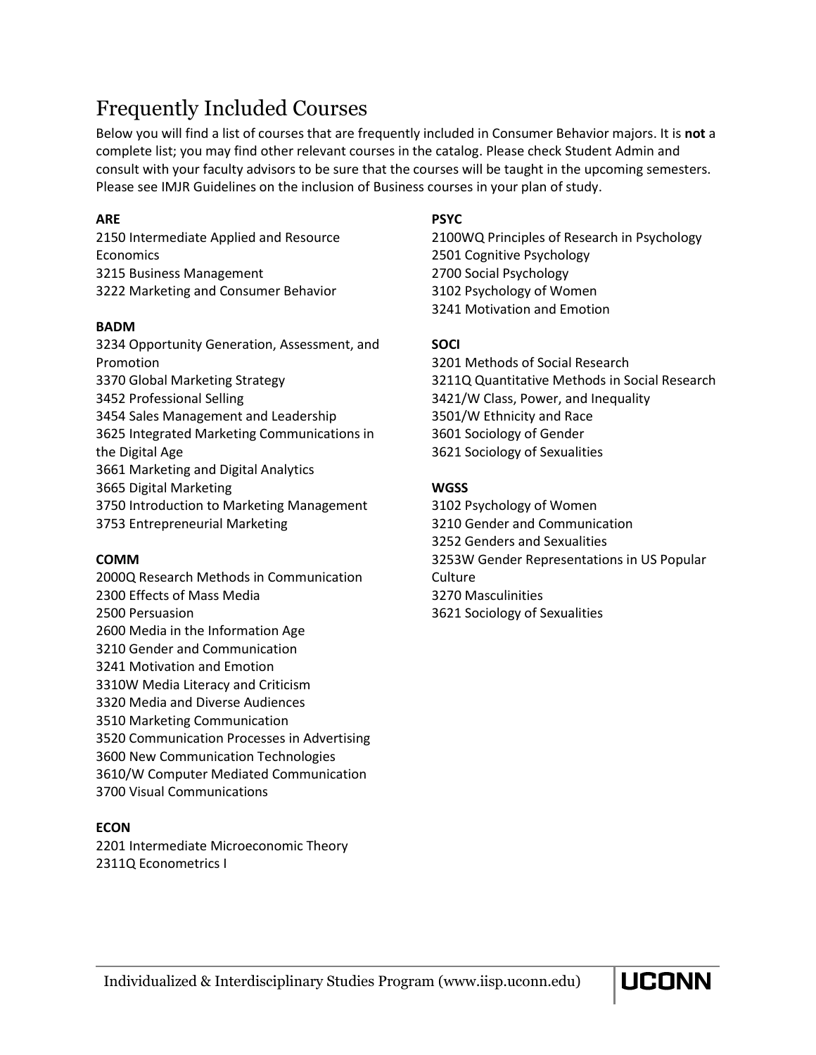# Frequently Included Courses

Below you will find a list of courses that are frequently included in Consumer Behavior majors. It is **not** a complete list; you may find other relevant courses in the catalog. Please check Student Admin and consult with your faculty advisors to be sure that the courses will be taught in the upcoming semesters. Please see IMJR Guidelines on the inclusion of Business courses in your plan of study.

**ARE**

2150 Intermediate Applied and Resource Economics
3215 Business Management
3222 Marketing and Consumer Behavior

**BADM**

3234 Opportunity Generation, Assessment, and Promotion
3370 Global Marketing Strategy
3452 Professional Selling
3454 Sales Management and Leadership
3625 Integrated Marketing Communications in the Digital Age
3661 Marketing and Digital Analytics
3665 Digital Marketing
3750 Introduction to Marketing Management
3753 Entrepreneurial Marketing

**COMM**

2000Q Research Methods in Communication
2300 Effects of Mass Media
2500 Persuasion
2600 Media in the Information Age
3210 Gender and Communication
3241 Motivation and Emotion
3310W Media Literacy and Criticism
3320 Media and Diverse Audiences
3510 Marketing Communication
3520 Communication Processes in Advertising
3600 New Communication Technologies
3610/W Computer Mediated Communication
3700 Visual Communications

**ECON**

2201 Intermediate Microeconomic Theory
2311Q Econometrics I

**PSYC**

2100WQ Principles of Research in Psychology
2501 Cognitive Psychology
2700 Social Psychology
3102 Psychology of Women
3241 Motivation and Emotion

**SOCI**

3201 Methods of Social Research
3211Q Quantitative Methods in Social Research
3421/W Class, Power, and Inequality
3501/W Ethnicity and Race
3601 Sociology of Gender
3621 Sociology of Sexualities

**WGSS**

3102 Psychology of Women
3210 Gender and Communication
3252 Genders and Sexualities
3253W Gender Representations in US Popular Culture
3270 Masculinities
3621 Sociology of Sexualities